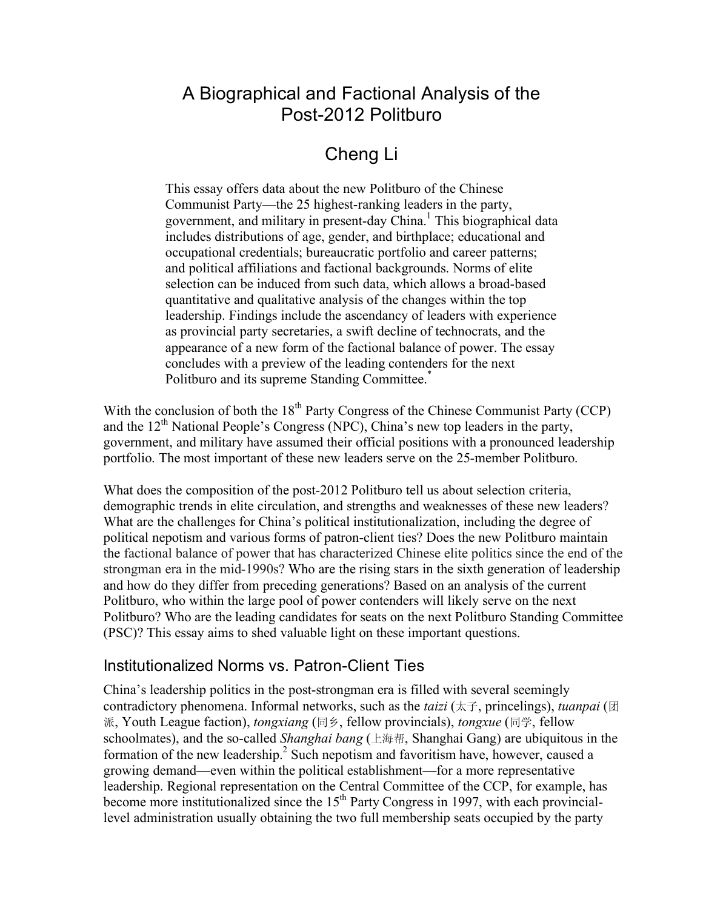# A Biographical and Factional Analysis of the Post-2012 Politburo

## Cheng Li

> This essay offers data about the new Politburo of the Chinese Communist Party—the 25 highest-ranking leaders in the party, government, and military in present-day China.[1] This biographical data includes distributions of age, gender, and birthplace; educational and occupational credentials; bureaucratic portfolio and career patterns; and political affiliations and factional backgrounds. Norms of elite selection can be induced from such data, which allows a broad-based quantitative and qualitative analysis of the changes within the top leadership. Findings include the ascendancy of leaders with experience as provincial party secretaries, a swift decline of technocrats, and the appearance of a new form of the factional balance of power. The essay concludes with a preview of the leading contenders for the next Politburo and its supreme Standing Committee.[*]

With the conclusion of both the 18th Party Congress of the Chinese Communist Party (CCP) and the 12th National People's Congress (NPC), China's new top leaders in the party, government, and military have assumed their official positions with a pronounced leadership portfolio. The most important of these new leaders serve on the 25-member Politburo.

What does the composition of the post-2012 Politburo tell us about selection criteria, demographic trends in elite circulation, and strengths and weaknesses of these new leaders? What are the challenges for China's political institutionalization, including the degree of political nepotism and various forms of patron-client ties? Does the new Politburo maintain the factional balance of power that has characterized Chinese elite politics since the end of the strongman era in the mid-1990s? Who are the rising stars in the sixth generation of leadership and how do they differ from preceding generations? Based on an analysis of the current Politburo, who within the large pool of power contenders will likely serve on the next Politburo? Who are the leading candidates for seats on the next Politburo Standing Committee (PSC)? This essay aims to shed valuable light on these important questions.

## Institutionalized Norms vs. Patron-Client Ties

China's leadership politics in the post-strongman era is filled with several seemingly contradictory phenomena. Informal networks, such as the *taizi* (太子, princelings), *tuanpai* (团派, Youth League faction), *tongxiang* (同乡, fellow provincials), *tongxue* (同学, fellow schoolmates), and the so-called *Shanghai bang* (上海帮, Shanghai Gang) are ubiquitous in the formation of the new leadership.[2] Such nepotism and favoritism have, however, caused a growing demand—even within the political establishment—for a more representative leadership. Regional representation on the Central Committee of the CCP, for example, has become more institutionalized since the 15th Party Congress in 1997, with each provincial-level administration usually obtaining the two full membership seats occupied by the party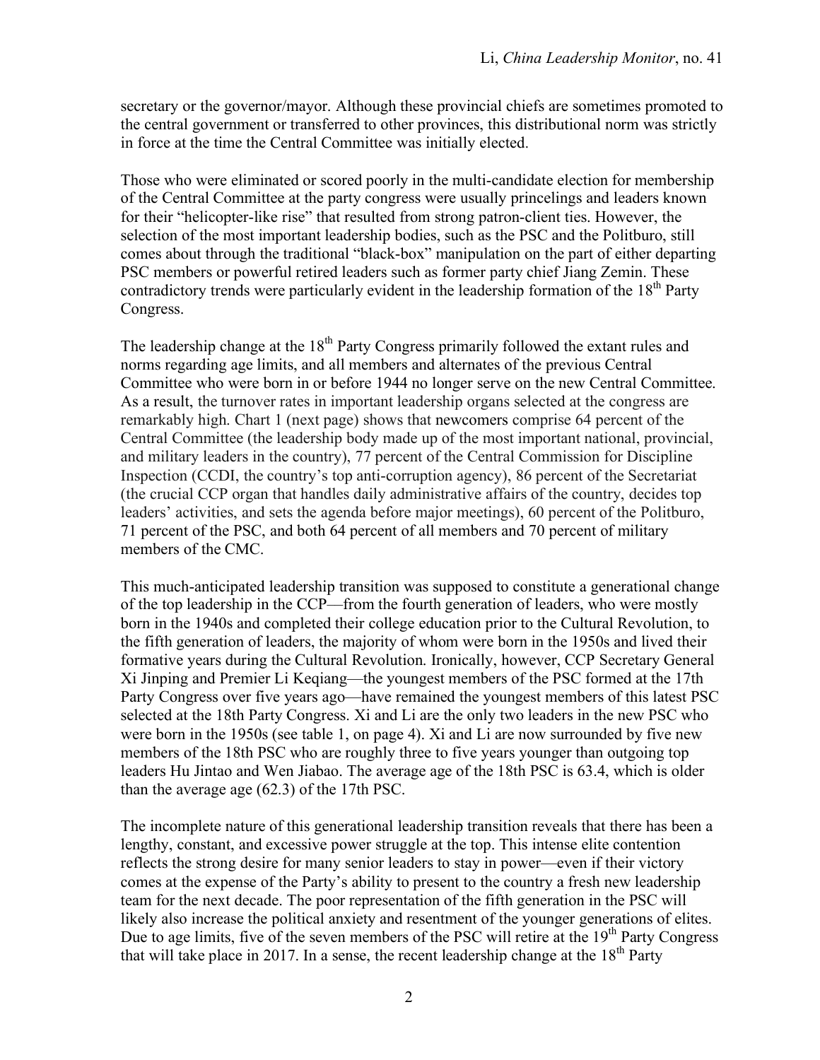secretary or the governor/mayor. Although these provincial chiefs are sometimes promoted to the central government or transferred to other provinces, this distributional norm was strictly in force at the time the Central Committee was initially elected.

Those who were eliminated or scored poorly in the multi-candidate election for membership of the Central Committee at the party congress were usually princelings and leaders known for their "helicopter-like rise" that resulted from strong patron-client ties. However, the selection of the most important leadership bodies, such as the PSC and the Politburo, still comes about through the traditional "black-box" manipulation on the part of either departing PSC members or powerful retired leaders such as former party chief Jiang Zemin. These contradictory trends were particularly evident in the leadership formation of the 18th Party Congress.

The leadership change at the 18th Party Congress primarily followed the extant rules and norms regarding age limits, and all members and alternates of the previous Central Committee who were born in or before 1944 no longer serve on the new Central Committee. As a result, the turnover rates in important leadership organs selected at the congress are remarkably high. Chart 1 (next page) shows that newcomers comprise 64 percent of the Central Committee (the leadership body made up of the most important national, provincial, and military leaders in the country), 77 percent of the Central Commission for Discipline Inspection (CCDI, the country's top anti-corruption agency), 86 percent of the Secretariat (the crucial CCP organ that handles daily administrative affairs of the country, decides top leaders' activities, and sets the agenda before major meetings), 60 percent of the Politburo, 71 percent of the PSC, and both 64 percent of all members and 70 percent of military members of the CMC.

This much-anticipated leadership transition was supposed to constitute a generational change of the top leadership in the CCP—from the fourth generation of leaders, who were mostly born in the 1940s and completed their college education prior to the Cultural Revolution, to the fifth generation of leaders, the majority of whom were born in the 1950s and lived their formative years during the Cultural Revolution. Ironically, however, CCP Secretary General Xi Jinping and Premier Li Keqiang—the youngest members of the PSC formed at the 17th Party Congress over five years ago—have remained the youngest members of this latest PSC selected at the 18th Party Congress. Xi and Li are the only two leaders in the new PSC who were born in the 1950s (see table 1, on page 4). Xi and Li are now surrounded by five new members of the 18th PSC who are roughly three to five years younger than outgoing top leaders Hu Jintao and Wen Jiabao. The average age of the 18th PSC is 63.4, which is older than the average age (62.3) of the 17th PSC.

The incomplete nature of this generational leadership transition reveals that there has been a lengthy, constant, and excessive power struggle at the top. This intense elite contention reflects the strong desire for many senior leaders to stay in power—even if their victory comes at the expense of the Party's ability to present to the country a fresh new leadership team for the next decade. The poor representation of the fifth generation in the PSC will likely also increase the political anxiety and resentment of the younger generations of elites. Due to age limits, five of the seven members of the PSC will retire at the 19th Party Congress that will take place in 2017. In a sense, the recent leadership change at the 18th Party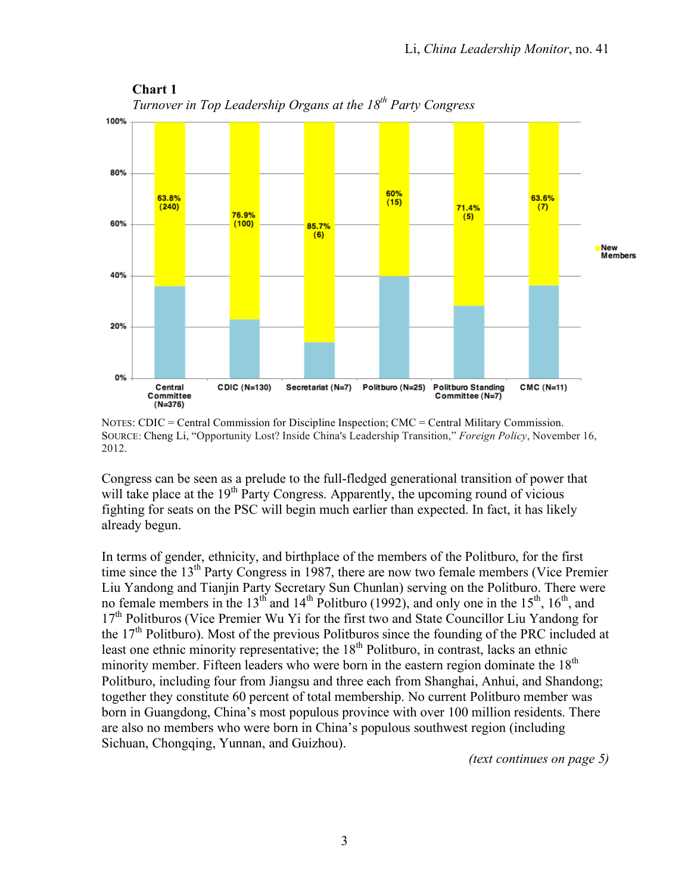**Chart 1**

*Turnover in Top Leadership Organs at the 18th Party Congress*

| Organ | New Members |
|---|---|
| Central Committee (N=376) | 63.8% (240) |
| CDIC (N=130) | 76.9% (100) |
| Secretariat (N=7) | 85.7% (6) |
| Politburo (N=25) | 60% (15) |
| Politburo Standing Committee (N=7) | 71.4% (5) |
| CMC (N=11) | 63.6% (7) |

NOTES: CDIC = Central Commission for Discipline Inspection; CMC = Central Military Commission.
SOURCE: Cheng Li, "Opportunity Lost? Inside China's Leadership Transition," *Foreign Policy*, November 16, 2012.

Congress can be seen as a prelude to the full-fledged generational transition of power that will take place at the 19th Party Congress. Apparently, the upcoming round of vicious fighting for seats on the PSC will begin much earlier than expected. In fact, it has likely already begun.

In terms of gender, ethnicity, and birthplace of the members of the Politburo, for the first time since the 13th Party Congress in 1987, there are now two female members (Vice Premier Liu Yandong and Tianjin Party Secretary Sun Chunlan) serving on the Politburo. There were no female members in the 13th and 14th Politburo (1992), and only one in the 15th, 16th, and 17th Politburos (Vice Premier Wu Yi for the first two and State Councillor Liu Yandong for the 17th Politburo). Most of the previous Politburos since the founding of the PRC included at least one ethnic minority representative; the 18th Politburo, in contrast, lacks an ethnic minority member. Fifteen leaders who were born in the eastern region dominate the 18th Politburo, including four from Jiangsu and three each from Shanghai, Anhui, and Shandong; together they constitute 60 percent of total membership. No current Politburo member was born in Guangdong, China's most populous province with over 100 million residents. There are also no members who were born in China's populous southwest region (including Sichuan, Chongqing, Yunnan, and Guizhou).

*(text continues on page 5)*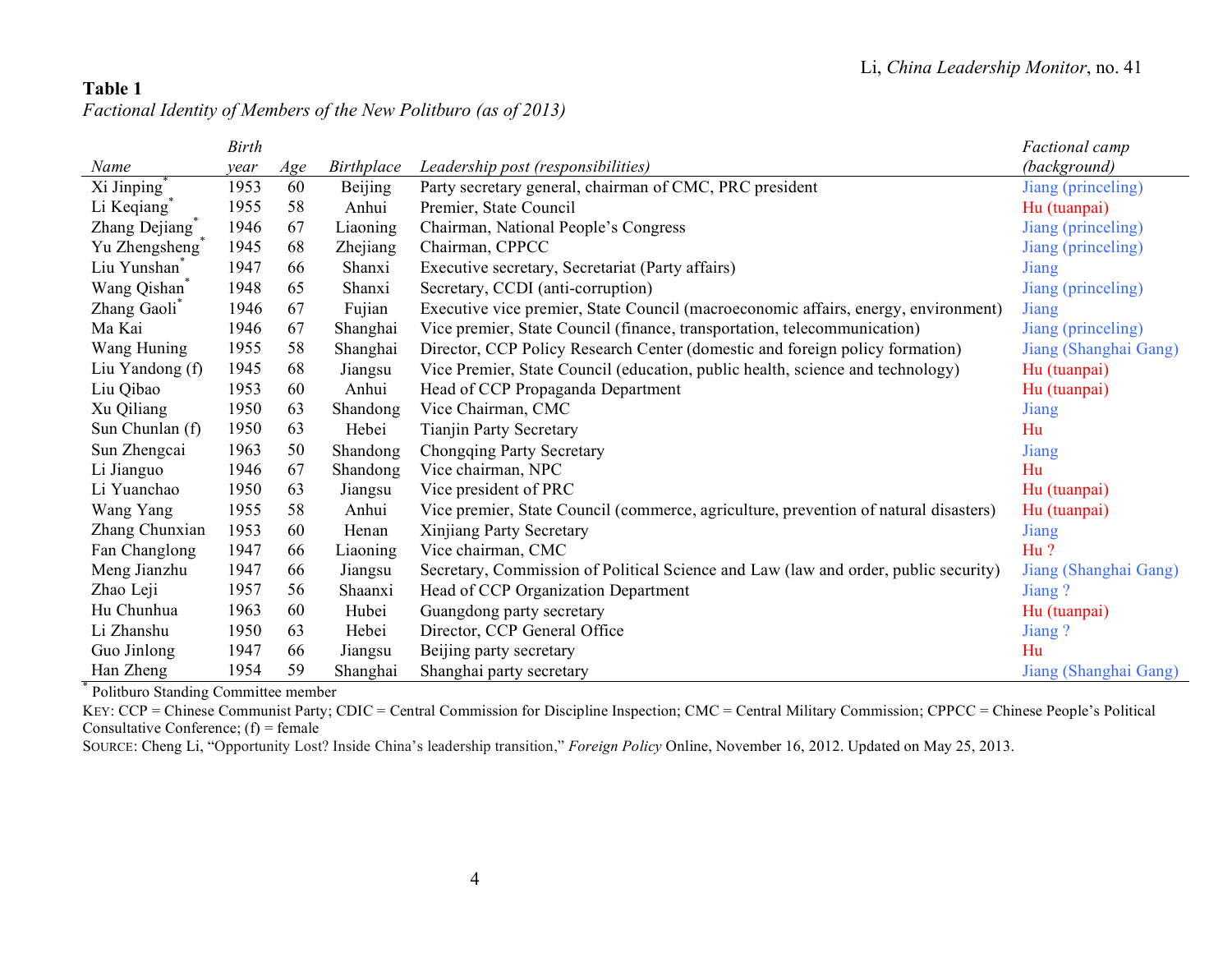**Table 1**

*Factional Identity of Members of the New Politburo (as of 2013)*

| *Name* | *Birth year* | *Age* | *Birthplace* | *Leadership post (responsibilities)* | *Factional camp (background)* |
|---|---|---|---|---|---|
| Xi Jinping* | 1953 | 60 | Beijing | Party secretary general, chairman of CMC, PRC president | Jiang (princeling) |
| Li Keqiang* | 1955 | 58 | Anhui | Premier, State Council | Hu (tuanpai) |
| Zhang Dejiang* | 1946 | 67 | Liaoning | Chairman, National People's Congress | Jiang (princeling) |
| Yu Zhengsheng* | 1945 | 68 | Zhejiang | Chairman, CPPCC | Jiang (princeling) |
| Liu Yunshan* | 1947 | 66 | Shanxi | Executive secretary, Secretariat (Party affairs) | Jiang |
| Wang Qishan* | 1948 | 65 | Shanxi | Secretary, CCDI (anti-corruption) | Jiang (princeling) |
| Zhang Gaoli* | 1946 | 67 | Fujian | Executive vice premier, State Council (macroeconomic affairs, energy, environment) | Jiang |
| Ma Kai | 1946 | 67 | Shanghai | Vice premier, State Council (finance, transportation, telecommunication) | Jiang (princeling) |
| Wang Huning | 1955 | 58 | Shanghai | Director, CCP Policy Research Center (domestic and foreign policy formation) | Jiang (Shanghai Gang) |
| Liu Yandong (f) | 1945 | 68 | Jiangsu | Vice Premier, State Council (education, public health, science and technology) | Hu (tuanpai) |
| Liu Qibao | 1953 | 60 | Anhui | Head of CCP Propaganda Department | Hu (tuanpai) |
| Xu Qiliang | 1950 | 63 | Shandong | Vice Chairman, CMC | Jiang |
| Sun Chunlan (f) | 1950 | 63 | Hebei | Tianjin Party Secretary | Hu |
| Sun Zhengcai | 1963 | 50 | Shandong | Chongqing Party Secretary | Jiang |
| Li Jianguo | 1946 | 67 | Shandong | Vice chairman, NPC | Hu |
| Li Yuanchao | 1950 | 63 | Jiangsu | Vice president of PRC | Hu (tuanpai) |
| Wang Yang | 1955 | 58 | Anhui | Vice premier, State Council (commerce, agriculture, prevention of natural disasters) | Hu (tuanpai) |
| Zhang Chunxian | 1953 | 60 | Henan | Xinjiang Party Secretary | Jiang |
| Fan Changlong | 1947 | 66 | Liaoning | Vice chairman, CMC | Hu ? |
| Meng Jianzhu | 1947 | 66 | Jiangsu | Secretary, Commission of Political Science and Law (law and order, public security) | Jiang (Shanghai Gang) |
| Zhao Leji | 1957 | 56 | Shaanxi | Head of CCP Organization Department | Jiang ? |
| Hu Chunhua | 1963 | 60 | Hubei | Guangdong party secretary | Hu (tuanpai) |
| Li Zhanshu | 1950 | 63 | Hebei | Director, CCP General Office | Jiang ? |
| Guo Jinlong | 1947 | 66 | Jiangsu | Beijing party secretary | Hu |
| Han Zheng | 1954 | 59 | Shanghai | Shanghai party secretary | Jiang (Shanghai Gang) |

\* Politburo Standing Committee member

KEY: CCP = Chinese Communist Party; CDIC = Central Commission for Discipline Inspection; CMC = Central Military Commission; CPPCC = Chinese People's Political Consultative Conference; (f) = female

SOURCE: Cheng Li, "Opportunity Lost? Inside China's leadership transition," *Foreign Policy* Online, November 16, 2012. Updated on May 25, 2013.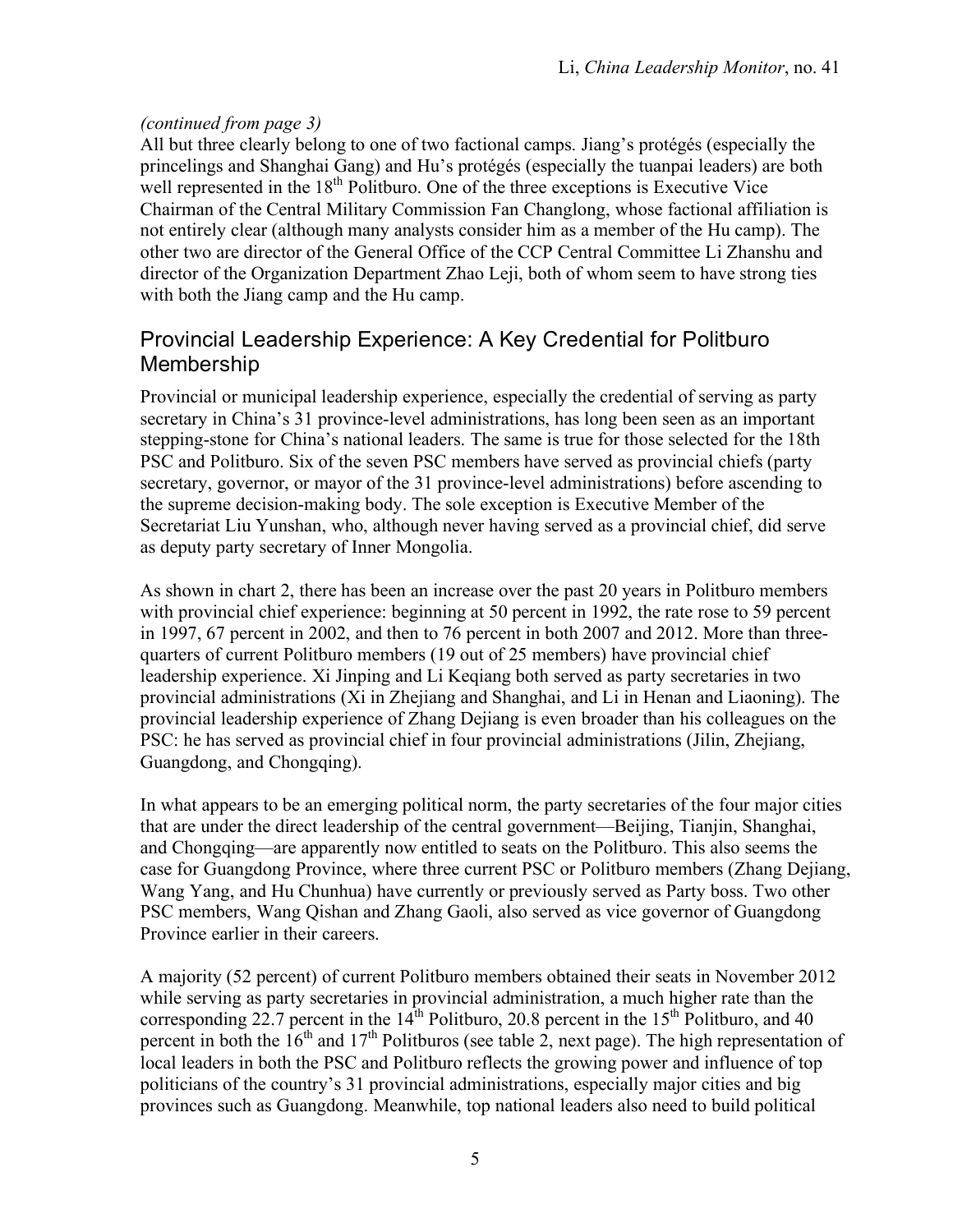*(continued from page 3)*
All but three clearly belong to one of two factional camps. Jiang's protégés (especially the princelings and Shanghai Gang) and Hu's protégés (especially the tuanpai leaders) are both well represented in the 18th Politburo. One of the three exceptions is Executive Vice Chairman of the Central Military Commission Fan Changlong, whose factional affiliation is not entirely clear (although many analysts consider him as a member of the Hu camp). The other two are director of the General Office of the CCP Central Committee Li Zhanshu and director of the Organization Department Zhao Leji, both of whom seem to have strong ties with both the Jiang camp and the Hu camp.

## Provincial Leadership Experience: A Key Credential for Politburo Membership

Provincial or municipal leadership experience, especially the credential of serving as party secretary in China's 31 province-level administrations, has long been seen as an important stepping-stone for China's national leaders. The same is true for those selected for the 18th PSC and Politburo. Six of the seven PSC members have served as provincial chiefs (party secretary, governor, or mayor of the 31 province-level administrations) before ascending to the supreme decision-making body. The sole exception is Executive Member of the Secretariat Liu Yunshan, who, although never having served as a provincial chief, did serve as deputy party secretary of Inner Mongolia.

As shown in chart 2, there has been an increase over the past 20 years in Politburo members with provincial chief experience: beginning at 50 percent in 1992, the rate rose to 59 percent in 1997, 67 percent in 2002, and then to 76 percent in both 2007 and 2012. More than three-quarters of current Politburo members (19 out of 25 members) have provincial chief leadership experience. Xi Jinping and Li Keqiang both served as party secretaries in two provincial administrations (Xi in Zhejiang and Shanghai, and Li in Henan and Liaoning). The provincial leadership experience of Zhang Dejiang is even broader than his colleagues on the PSC: he has served as provincial chief in four provincial administrations (Jilin, Zhejiang, Guangdong, and Chongqing).

In what appears to be an emerging political norm, the party secretaries of the four major cities that are under the direct leadership of the central government—Beijing, Tianjin, Shanghai, and Chongqing—are apparently now entitled to seats on the Politburo. This also seems the case for Guangdong Province, where three current PSC or Politburo members (Zhang Dejiang, Wang Yang, and Hu Chunhua) have currently or previously served as Party boss. Two other PSC members, Wang Qishan and Zhang Gaoli, also served as vice governor of Guangdong Province earlier in their careers.

A majority (52 percent) of current Politburo members obtained their seats in November 2012 while serving as party secretaries in provincial administration, a much higher rate than the corresponding 22.7 percent in the 14th Politburo, 20.8 percent in the 15th Politburo, and 40 percent in both the 16th and 17th Politburos (see table 2, next page). The high representation of local leaders in both the PSC and Politburo reflects the growing power and influence of top politicians of the country's 31 provincial administrations, especially major cities and big provinces such as Guangdong. Meanwhile, top national leaders also need to build political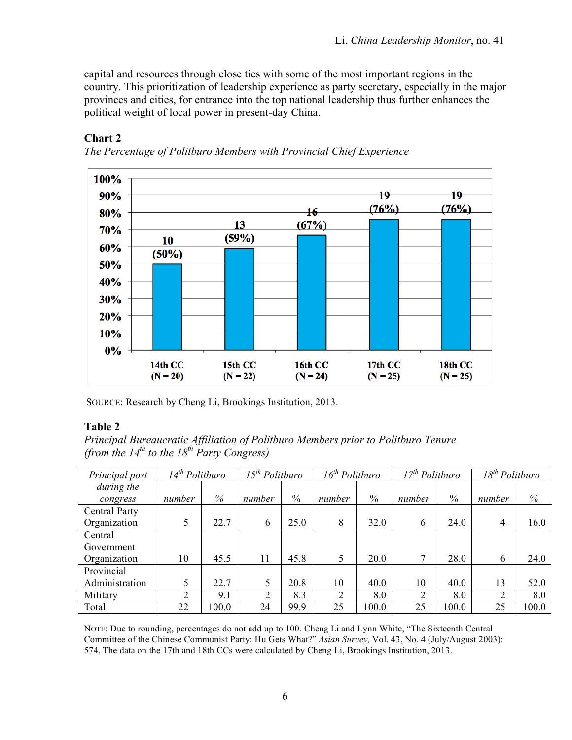capital and resources through close ties with some of the most important regions in the country. This prioritization of leadership experience as party secretary, especially in the major provinces and cities, for entrance into the top national leadership thus further enhances the political weight of local power in present-day China.

**Chart 2**

*The Percentage of Politburo Members with Provincial Chief Experience*

| | 14th CC (N = 20) | 15th CC (N = 22) | 16th CC (N = 24) | 17th CC (N = 25) | 18th CC (N = 25) |
|---|---|---|---|---|---|
| Number (%) | 10 (50%) | 13 (59%) | 16 (67%) | 19 (76%) | 19 (76%) |

SOURCE: Research by Cheng Li, Brookings Institution, 2013.

**Table 2**

*Principal Bureaucratic Affiliation of Politburo Members prior to Politburo Tenure (from the 14th to the 18th Party Congress)*

| *Principal post during the congress* | *14th Politburo* | | *15th Politburo* | | *16th Politburo* | | *17th Politburo* | | *18th Politburo* | |
|---|---|---|---|---|---|---|---|---|---|---|
| | *number* | *%* | *number* | *%* | *number* | *%* | *number* | *%* | *number* | *%* |
| Central Party Organization | 5 | 22.7 | 6 | 25.0 | 8 | 32.0 | 6 | 24.0 | 4 | 16.0 |
| Central Government Organization | 10 | 45.5 | 11 | 45.8 | 5 | 20.0 | 7 | 28.0 | 6 | 24.0 |
| Provincial Administration | 5 | 22.7 | 5 | 20.8 | 10 | 40.0 | 10 | 40.0 | 13 | 52.0 |
| Military | 2 | 9.1 | 2 | 8.3 | 2 | 8.0 | 2 | 8.0 | 2 | 8.0 |
| Total | 22 | 100.0 | 24 | 99.9 | 25 | 100.0 | 25 | 100.0 | 25 | 100.0 |

NOTE: Due to rounding, percentages do not add up to 100. Cheng Li and Lynn White, "The Sixteenth Central Committee of the Chinese Communist Party: Hu Gets What?" *Asian Survey,* Vol. 43, No. 4 (July/August 2003): 574. The data on the 17th and 18th CCs were calculated by Cheng Li, Brookings Institution, 2013.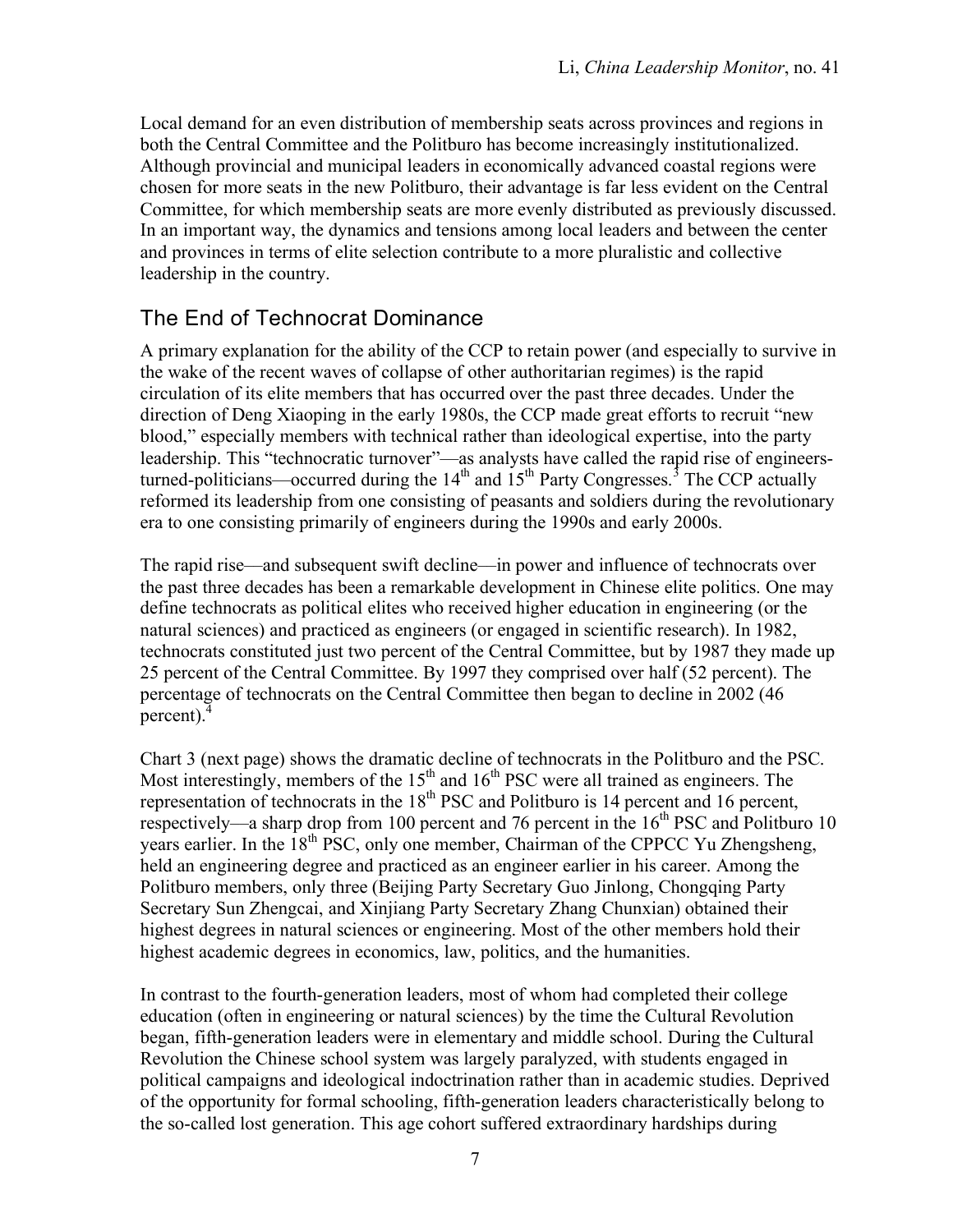Local demand for an even distribution of membership seats across provinces and regions in both the Central Committee and the Politburo has become increasingly institutionalized. Although provincial and municipal leaders in economically advanced coastal regions were chosen for more seats in the new Politburo, their advantage is far less evident on the Central Committee, for which membership seats are more evenly distributed as previously discussed. In an important way, the dynamics and tensions among local leaders and between the center and provinces in terms of elite selection contribute to a more pluralistic and collective leadership in the country.

## The End of Technocrat Dominance

A primary explanation for the ability of the CCP to retain power (and especially to survive in the wake of the recent waves of collapse of other authoritarian regimes) is the rapid circulation of its elite members that has occurred over the past three decades. Under the direction of Deng Xiaoping in the early 1980s, the CCP made great efforts to recruit "new blood," especially members with technical rather than ideological expertise, into the party leadership. This "technocratic turnover"—as analysts have called the rapid rise of engineers-turned-politicians—occurred during the 14th and 15th Party Congresses.[3] The CCP actually reformed its leadership from one consisting of peasants and soldiers during the revolutionary era to one consisting primarily of engineers during the 1990s and early 2000s.

The rapid rise—and subsequent swift decline—in power and influence of technocrats over the past three decades has been a remarkable development in Chinese elite politics. One may define technocrats as political elites who received higher education in engineering (or the natural sciences) and practiced as engineers (or engaged in scientific research). In 1982, technocrats constituted just two percent of the Central Committee, but by 1987 they made up 25 percent of the Central Committee. By 1997 they comprised over half (52 percent). The percentage of technocrats on the Central Committee then began to decline in 2002 (46 percent).[4]

Chart 3 (next page) shows the dramatic decline of technocrats in the Politburo and the PSC. Most interestingly, members of the 15th and 16th PSC were all trained as engineers. The representation of technocrats in the 18th PSC and Politburo is 14 percent and 16 percent, respectively—a sharp drop from 100 percent and 76 percent in the 16th PSC and Politburo 10 years earlier. In the 18th PSC, only one member, Chairman of the CPPCC Yu Zhengsheng, held an engineering degree and practiced as an engineer earlier in his career. Among the Politburo members, only three (Beijing Party Secretary Guo Jinlong, Chongqing Party Secretary Sun Zhengcai, and Xinjiang Party Secretary Zhang Chunxian) obtained their highest degrees in natural sciences or engineering. Most of the other members hold their highest academic degrees in economics, law, politics, and the humanities.

In contrast to the fourth-generation leaders, most of whom had completed their college education (often in engineering or natural sciences) by the time the Cultural Revolution began, fifth-generation leaders were in elementary and middle school. During the Cultural Revolution the Chinese school system was largely paralyzed, with students engaged in political campaigns and ideological indoctrination rather than in academic studies. Deprived of the opportunity for formal schooling, fifth-generation leaders characteristically belong to the so-called lost generation. This age cohort suffered extraordinary hardships during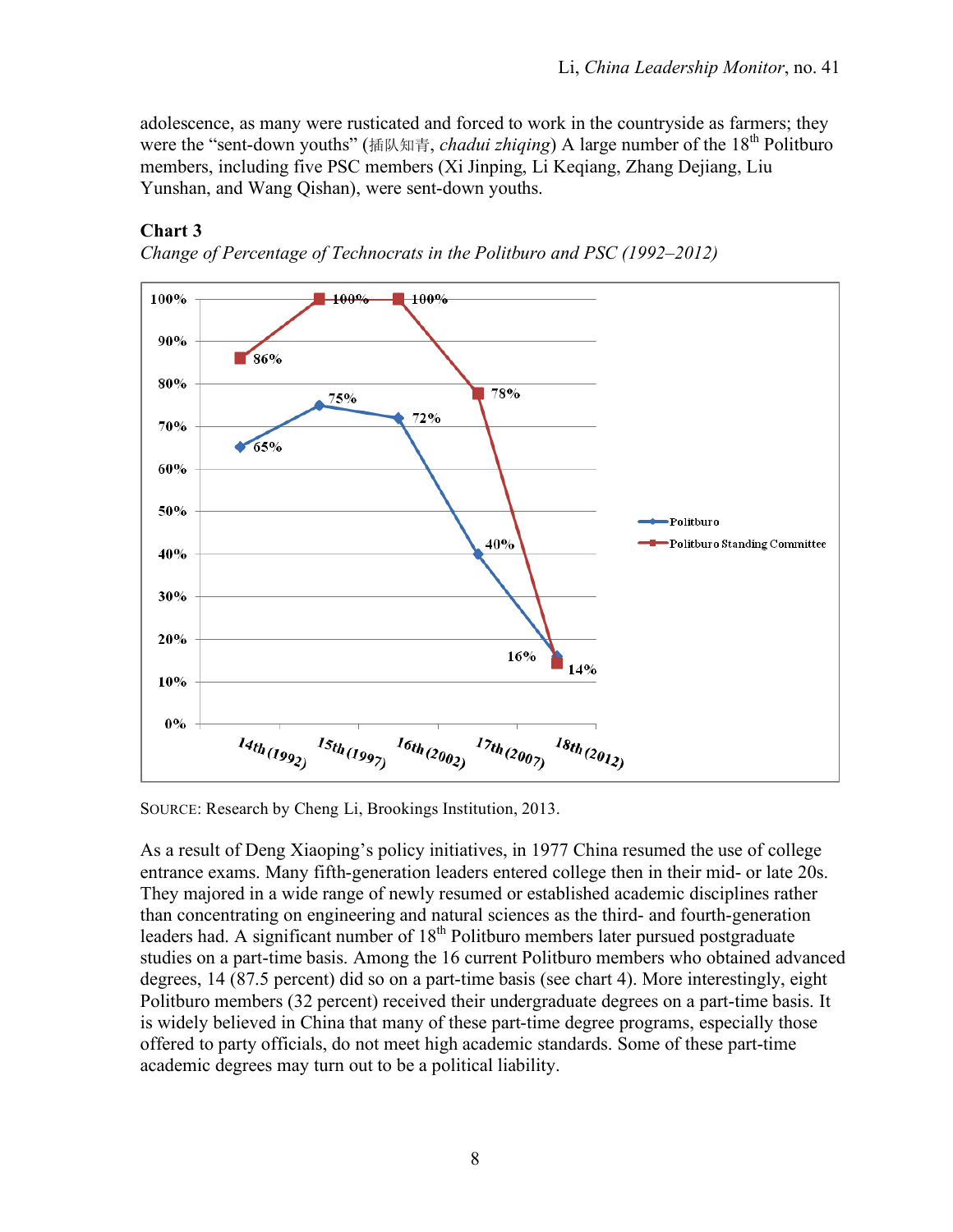adolescence, as many were rusticated and forced to work in the countryside as farmers; they were the "sent-down youths" (插队知青, *chadui zhiqing*) A large number of the 18th Politburo members, including five PSC members (Xi Jinping, Li Keqiang, Zhang Dejiang, Liu Yunshan, and Wang Qishan), were sent-down youths.

**Chart 3**

*Change of Percentage of Technocrats in the Politburo and PSC (1992–2012)*

| | 14th (1992) | 15th (1997) | 16th (2002) | 17th (2007) | 18th (2012) |
|---|---|---|---|---|---|
| Politburo | 65% | 75% | 72% | 40% | 16% |
| Politburo Standing Committee | 86% | 100% | 100% | 78% | 14% |

SOURCE: Research by Cheng Li, Brookings Institution, 2013.

As a result of Deng Xiaoping's policy initiatives, in 1977 China resumed the use of college entrance exams. Many fifth-generation leaders entered college then in their mid- or late 20s. They majored in a wide range of newly resumed or established academic disciplines rather than concentrating on engineering and natural sciences as the third- and fourth-generation leaders had. A significant number of 18th Politburo members later pursued postgraduate studies on a part-time basis. Among the 16 current Politburo members who obtained advanced degrees, 14 (87.5 percent) did so on a part-time basis (see chart 4). More interestingly, eight Politburo members (32 percent) received their undergraduate degrees on a part-time basis. It is widely believed in China that many of these part-time degree programs, especially those offered to party officials, do not meet high academic standards. Some of these part-time academic degrees may turn out to be a political liability.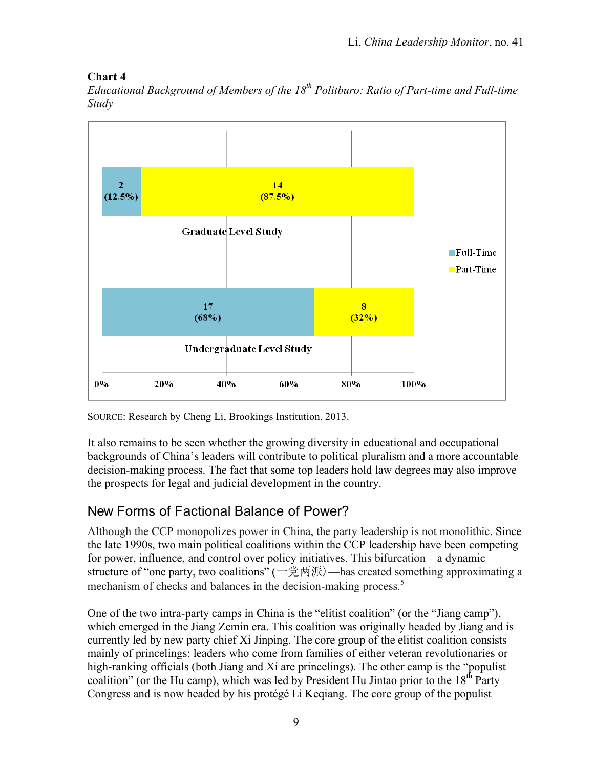**Chart 4**

*Educational Background of Members of the 18th Politburo: Ratio of Part-time and Full-time Study*

| | Full-Time | Part-Time |
|---|---|---|
| Graduate Level Study | 2 (12.5%) | 14 (87.5%) |
| Undergraduate Level Study | 17 (68%) | 8 (32%) |

SOURCE: Research by Cheng Li, Brookings Institution, 2013.

It also remains to be seen whether the growing diversity in educational and occupational backgrounds of China's leaders will contribute to political pluralism and a more accountable decision-making process. The fact that some top leaders hold law degrees may also improve the prospects for legal and judicial development in the country.

## New Forms of Factional Balance of Power?

Although the CCP monopolizes power in China, the party leadership is not monolithic. Since the late 1990s, two main political coalitions within the CCP leadership have been competing for power, influence, and control over policy initiatives. This bifurcation—a dynamic structure of "one party, two coalitions" (一党两派)—has created something approximating a mechanism of checks and balances in the decision-making process.[5]

One of the two intra-party camps in China is the "elitist coalition" (or the "Jiang camp"), which emerged in the Jiang Zemin era. This coalition was originally headed by Jiang and is currently led by new party chief Xi Jinping. The core group of the elitist coalition consists mainly of princelings: leaders who come from families of either veteran revolutionaries or high-ranking officials (both Jiang and Xi are princelings). The other camp is the "populist coalition" (or the Hu camp), which was led by President Hu Jintao prior to the 18th Party Congress and is now headed by his protégé Li Keqiang. The core group of the populist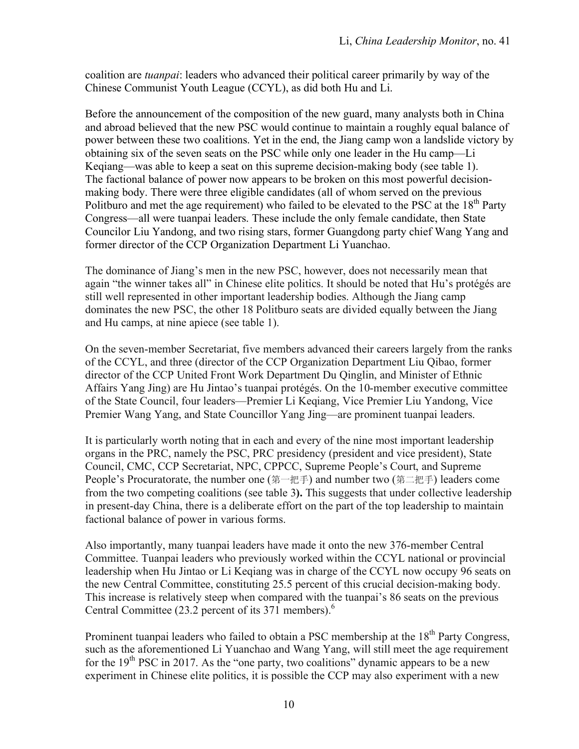coalition are *tuanpai*: leaders who advanced their political career primarily by way of the Chinese Communist Youth League (CCYL), as did both Hu and Li.

Before the announcement of the composition of the new guard, many analysts both in China and abroad believed that the new PSC would continue to maintain a roughly equal balance of power between these two coalitions. Yet in the end, the Jiang camp won a landslide victory by obtaining six of the seven seats on the PSC while only one leader in the Hu camp—Li Keqiang—was able to keep a seat on this supreme decision-making body (see table 1). The factional balance of power now appears to be broken on this most powerful decision-making body. There were three eligible candidates (all of whom served on the previous Politburo and met the age requirement) who failed to be elevated to the PSC at the 18th Party Congress—all were tuanpai leaders. These include the only female candidate, then State Councilor Liu Yandong, and two rising stars, former Guangdong party chief Wang Yang and former director of the CCP Organization Department Li Yuanchao.

The dominance of Jiang's men in the new PSC, however, does not necessarily mean that again "the winner takes all" in Chinese elite politics. It should be noted that Hu's protégés are still well represented in other important leadership bodies. Although the Jiang camp dominates the new PSC, the other 18 Politburo seats are divided equally between the Jiang and Hu camps, at nine apiece (see table 1).

On the seven-member Secretariat, five members advanced their careers largely from the ranks of the CCYL, and three (director of the CCP Organization Department Liu Qibao, former director of the CCP United Front Work Department Du Qinglin, and Minister of Ethnic Affairs Yang Jing) are Hu Jintao's tuanpai protégés. On the 10-member executive committee of the State Council, four leaders—Premier Li Keqiang, Vice Premier Liu Yandong, Vice Premier Wang Yang, and State Councillor Yang Jing—are prominent tuanpai leaders.

It is particularly worth noting that in each and every of the nine most important leadership organs in the PRC, namely the PSC, PRC presidency (president and vice president), State Council, CMC, CCP Secretariat, NPC, CPPCC, Supreme People's Court, and Supreme People's Procuratorate, the number one (第一把手) and number two (第二把手) leaders come from the two competing coalitions (see table 3**).** This suggests that under collective leadership in present-day China, there is a deliberate effort on the part of the top leadership to maintain factional balance of power in various forms.

Also importantly, many tuanpai leaders have made it onto the new 376-member Central Committee. Tuanpai leaders who previously worked within the CCYL national or provincial leadership when Hu Jintao or Li Keqiang was in charge of the CCYL now occupy 96 seats on the new Central Committee, constituting 25.5 percent of this crucial decision-making body. This increase is relatively steep when compared with the tuanpai's 86 seats on the previous Central Committee (23.2 percent of its 371 members).[6]

Prominent tuanpai leaders who failed to obtain a PSC membership at the 18th Party Congress, such as the aforementioned Li Yuanchao and Wang Yang, will still meet the age requirement for the 19th PSC in 2017. As the "one party, two coalitions" dynamic appears to be a new experiment in Chinese elite politics, it is possible the CCP may also experiment with a new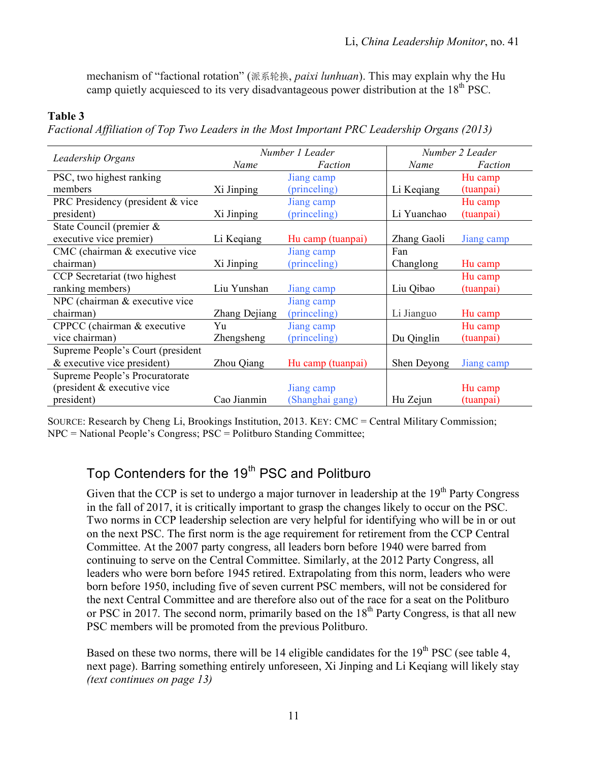mechanism of "factional rotation" (派系轮换, *paixi lunhuan*). This may explain why the Hu camp quietly acquiesced to its very disadvantageous power distribution at the 18th PSC.

**Table 3**

*Factional Affiliation of Top Two Leaders in the Most Important PRC Leadership Organs (2013)*

| *Leadership Organs* | *Number 1 Leader* | | *Number 2 Leader* | |
|---|---|---|---|---|
| | *Name* | *Faction* | *Name* | *Faction* |
| PSC, two highest ranking members | Xi Jinping | Jiang camp (princeling) | Li Keqiang | Hu camp (tuanpai) |
| PRC Presidency (president & vice president) | Xi Jinping | Jiang camp (princeling) | Li Yuanchao | Hu camp (tuanpai) |
| State Council (premier & executive vice premier) | Li Keqiang | Hu camp (tuanpai) | Zhang Gaoli | Jiang camp |
| CMC (chairman & executive vice chairman) | Xi Jinping | Jiang camp (princeling) | Fan Changlong | Hu camp |
| CCP Secretariat (two highest ranking members) | Liu Yunshan | Jiang camp | Liu Qibao | Hu camp (tuanpai) |
| NPC (chairman & executive vice chairman) | Zhang Dejiang | Jiang camp (princeling) | Li Jianguo | Hu camp |
| CPPCC (chairman & executive vice chairman) | Yu Zhengsheng | Jiang camp (princeling) | Du Qinglin | Hu camp (tuanpai) |
| Supreme People's Court (president & executive vice president) | Zhou Qiang | Hu camp (tuanpai) | Shen Deyong | Jiang camp |
| Supreme People's Procuratorate (president & executive vice president) | Cao Jianmin | Jiang camp (Shanghai gang) | Hu Zejun | Hu camp (tuanpai) |

SOURCE: Research by Cheng Li, Brookings Institution, 2013. KEY: CMC = Central Military Commission; NPC = National People's Congress; PSC = Politburo Standing Committee;

## Top Contenders for the 19th PSC and Politburo

Given that the CCP is set to undergo a major turnover in leadership at the 19th Party Congress in the fall of 2017, it is critically important to grasp the changes likely to occur on the PSC. Two norms in CCP leadership selection are very helpful for identifying who will be in or out on the next PSC. The first norm is the age requirement for retirement from the CCP Central Committee. At the 2007 party congress, all leaders born before 1940 were barred from continuing to serve on the Central Committee. Similarly, at the 2012 Party Congress, all leaders who were born before 1945 retired. Extrapolating from this norm, leaders who were born before 1950, including five of seven current PSC members, will not be considered for the next Central Committee and are therefore also out of the race for a seat on the Politburo or PSC in 2017. The second norm, primarily based on the 18th Party Congress, is that all new PSC members will be promoted from the previous Politburo.

Based on these two norms, there will be 14 eligible candidates for the 19th PSC (see table 4, next page). Barring something entirely unforeseen, Xi Jinping and Li Keqiang will likely stay *(text continues on page 13)*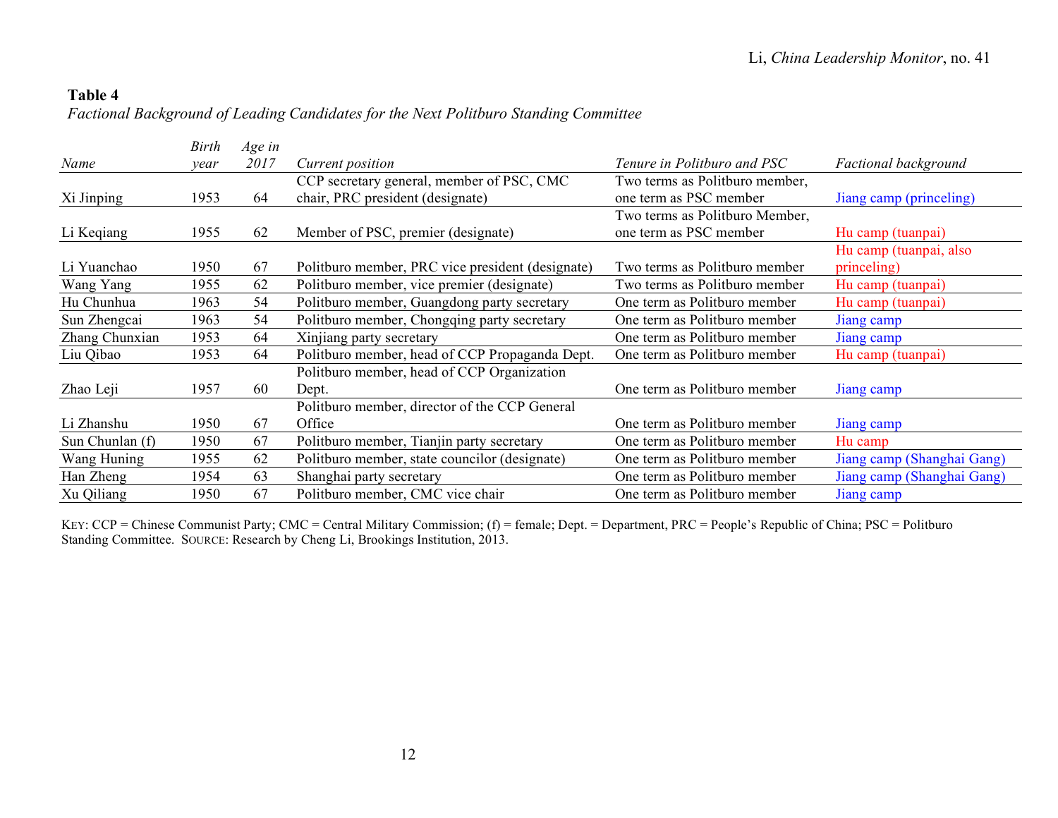**Table 4**

*Factional Background of Leading Candidates for the Next Politburo Standing Committee*

| *Name* | *Birth year* | *Age in 2017* | *Current position* | *Tenure in Politburo and PSC* | *Factional background* |
|---|---|---|---|---|---|
| Xi Jinping | 1953 | 64 | CCP secretary general, member of PSC, CMC chair, PRC president (designate) | Two terms as Politburo member, one term as PSC member | Jiang camp (princeling) |
| Li Keqiang | 1955 | 62 | Member of PSC, premier (designate) | Two terms as Politburo Member, one term as PSC member | Hu camp (tuanpai) |
| Li Yuanchao | 1950 | 67 | Politburo member, PRC vice president (designate) | Two terms as Politburo member | Hu camp (tuanpai, also princeling) |
| Wang Yang | 1955 | 62 | Politburo member, vice premier (designate) | Two terms as Politburo member | Hu camp (tuanpai) |
| Hu Chunhua | 1963 | 54 | Politburo member, Guangdong party secretary | One term as Politburo member | Hu camp (tuanpai) |
| Sun Zhengcai | 1963 | 54 | Politburo member, Chongqing party secretary | One term as Politburo member | Jiang camp |
| Zhang Chunxian | 1953 | 64 | Xinjiang party secretary | One term as Politburo member | Jiang camp |
| Liu Qibao | 1953 | 64 | Politburo member, head of CCP Propaganda Dept. | One term as Politburo member | Hu camp (tuanpai) |
| Zhao Leji | 1957 | 60 | Politburo member, head of CCP Organization Dept. | One term as Politburo member | Jiang camp |
| Li Zhanshu | 1950 | 67 | Politburo member, director of the CCP General Office | One term as Politburo member | Jiang camp |
| Sun Chunlan (f) | 1950 | 67 | Politburo member, Tianjin party secretary | One term as Politburo member | Hu camp |
| Wang Huning | 1955 | 62 | Politburo member, state councilor (designate) | One term as Politburo member | Jiang camp (Shanghai Gang) |
| Han Zheng | 1954 | 63 | Shanghai party secretary | One term as Politburo member | Jiang camp (Shanghai Gang) |
| Xu Qiliang | 1950 | 67 | Politburo member, CMC vice chair | One term as Politburo member | Jiang camp |

KEY: CCP = Chinese Communist Party; CMC = Central Military Commission; (f) = female; Dept. = Department, PRC = People's Republic of China; PSC = Politburo Standing Committee. SOURCE: Research by Cheng Li, Brookings Institution, 2013.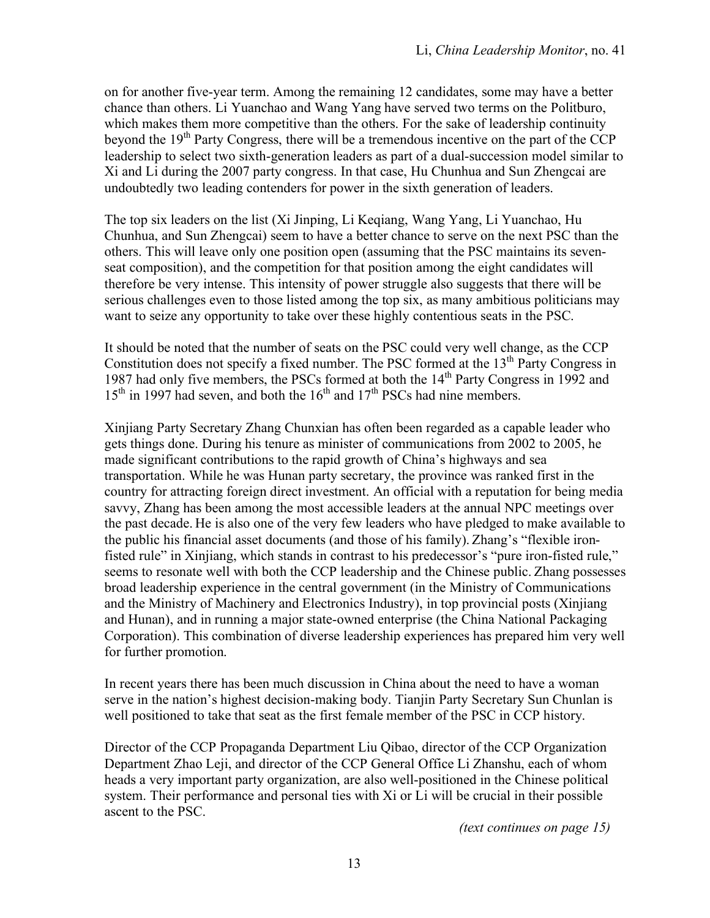on for another five-year term. Among the remaining 12 candidates, some may have a better chance than others. Li Yuanchao and Wang Yang have served two terms on the Politburo, which makes them more competitive than the others. For the sake of leadership continuity beyond the 19th Party Congress, there will be a tremendous incentive on the part of the CCP leadership to select two sixth-generation leaders as part of a dual-succession model similar to Xi and Li during the 2007 party congress. In that case, Hu Chunhua and Sun Zhengcai are undoubtedly two leading contenders for power in the sixth generation of leaders.

The top six leaders on the list (Xi Jinping, Li Keqiang, Wang Yang, Li Yuanchao, Hu Chunhua, and Sun Zhengcai) seem to have a better chance to serve on the next PSC than the others. This will leave only one position open (assuming that the PSC maintains its seven-seat composition), and the competition for that position among the eight candidates will therefore be very intense. This intensity of power struggle also suggests that there will be serious challenges even to those listed among the top six, as many ambitious politicians may want to seize any opportunity to take over these highly contentious seats in the PSC.

It should be noted that the number of seats on the PSC could very well change, as the CCP Constitution does not specify a fixed number. The PSC formed at the 13th Party Congress in 1987 had only five members, the PSCs formed at both the 14th Party Congress in 1992 and 15th in 1997 had seven, and both the 16th and 17th PSCs had nine members.

Xinjiang Party Secretary Zhang Chunxian has often been regarded as a capable leader who gets things done. During his tenure as minister of communications from 2002 to 2005, he made significant contributions to the rapid growth of China's highways and sea transportation. While he was Hunan party secretary, the province was ranked first in the country for attracting foreign direct investment. An official with a reputation for being media savvy, Zhang has been among the most accessible leaders at the annual NPC meetings over the past decade. He is also one of the very few leaders who have pledged to make available to the public his financial asset documents (and those of his family). Zhang's "flexible iron-fisted rule" in Xinjiang, which stands in contrast to his predecessor's "pure iron-fisted rule," seems to resonate well with both the CCP leadership and the Chinese public. Zhang possesses broad leadership experience in the central government (in the Ministry of Communications and the Ministry of Machinery and Electronics Industry), in top provincial posts (Xinjiang and Hunan), and in running a major state-owned enterprise (the China National Packaging Corporation). This combination of diverse leadership experiences has prepared him very well for further promotion.

In recent years there has been much discussion in China about the need to have a woman serve in the nation's highest decision-making body. Tianjin Party Secretary Sun Chunlan is well positioned to take that seat as the first female member of the PSC in CCP history.

Director of the CCP Propaganda Department Liu Qibao, director of the CCP Organization Department Zhao Leji, and director of the CCP General Office Li Zhanshu, each of whom heads a very important party organization, are also well-positioned in the Chinese political system. Their performance and personal ties with Xi or Li will be crucial in their possible ascent to the PSC.

*(text continues on page 15)*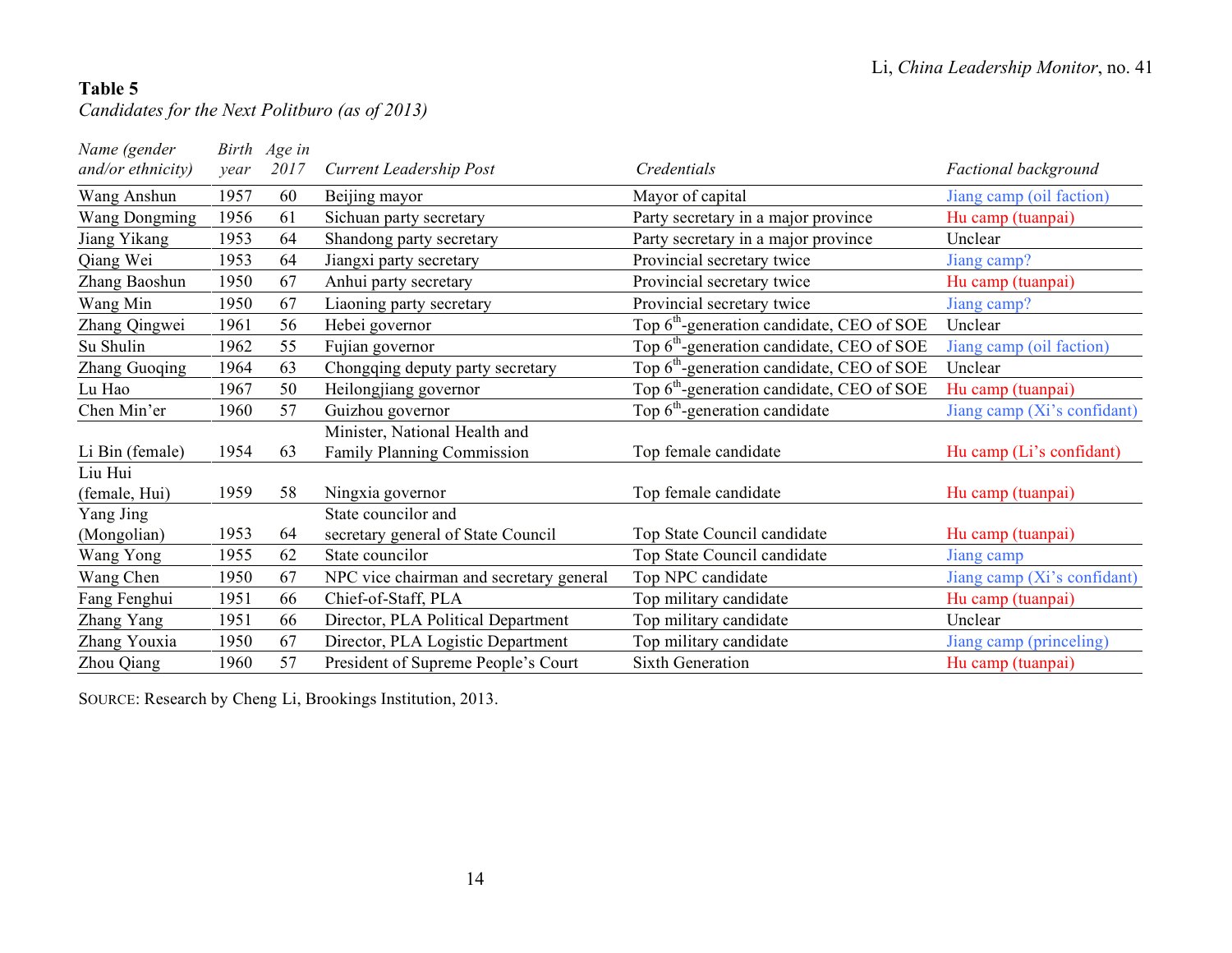**Table 5**

*Candidates for the Next Politburo (as of 2013)*

| *Name (gender and/or ethnicity)* | *Birth year* | *Age in 2017* | *Current Leadership Post* | *Credentials* | *Factional background* |
|---|---|---|---|---|---|
| Wang Anshun | 1957 | 60 | Beijing mayor | Mayor of capital | Jiang camp (oil faction) |
| Wang Dongming | 1956 | 61 | Sichuan party secretary | Party secretary in a major province | Hu camp (tuanpai) |
| Jiang Yikang | 1953 | 64 | Shandong party secretary | Party secretary in a major province | Unclear |
| Qiang Wei | 1953 | 64 | Jiangxi party secretary | Provincial secretary twice | Jiang camp? |
| Zhang Baoshun | 1950 | 67 | Anhui party secretary | Provincial secretary twice | Hu camp (tuanpai) |
| Wang Min | 1950 | 67 | Liaoning party secretary | Provincial secretary twice | Jiang camp? |
| Zhang Qingwei | 1961 | 56 | Hebei governor | Top 6th-generation candidate, CEO of SOE | Unclear |
| Su Shulin | 1962 | 55 | Fujian governor | Top 6th-generation candidate, CEO of SOE | Jiang camp (oil faction) |
| Zhang Guoqing | 1964 | 63 | Chongqing deputy party secretary | Top 6th-generation candidate, CEO of SOE | Unclear |
| Lu Hao | 1967 | 50 | Heilongjiang governor | Top 6th-generation candidate, CEO of SOE | Hu camp (tuanpai) |
| Chen Min'er | 1960 | 57 | Guizhou governor | Top 6th-generation candidate | Jiang camp (Xi's confidant) |
| Li Bin (female) | 1954 | 63 | Minister, National Health and Family Planning Commission | Top female candidate | Hu camp (Li's confidant) |
| Liu Hui (female, Hui) | 1959 | 58 | Ningxia governor | Top female candidate | Hu camp (tuanpai) |
| Yang Jing (Mongolian) | 1953 | 64 | State councilor and secretary general of State Council | Top State Council candidate | Hu camp (tuanpai) |
| Wang Yong | 1955 | 62 | State councilor | Top State Council candidate | Jiang camp |
| Wang Chen | 1950 | 67 | NPC vice chairman and secretary general | Top NPC candidate | Jiang camp (Xi's confidant) |
| Fang Fenghui | 1951 | 66 | Chief-of-Staff, PLA | Top military candidate | Hu camp (tuanpai) |
| Zhang Yang | 1951 | 66 | Director, PLA Political Department | Top military candidate | Unclear |
| Zhang Youxia | 1950 | 67 | Director, PLA Logistic Department | Top military candidate | Jiang camp (princeling) |
| Zhou Qiang | 1960 | 57 | President of Supreme People's Court | Sixth Generation | Hu camp (tuanpai) |

SOURCE: Research by Cheng Li, Brookings Institution, 2013.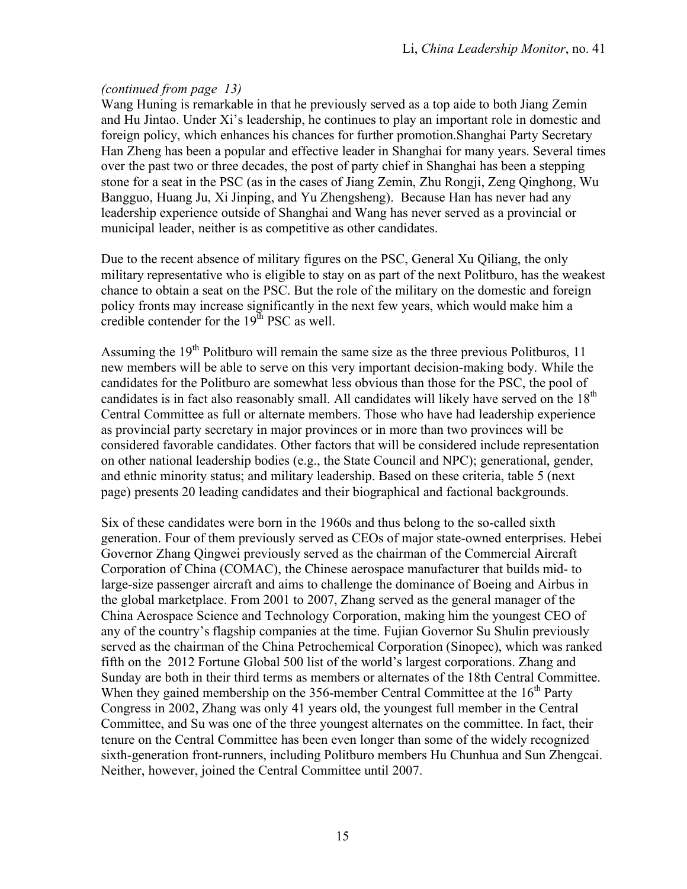*(continued from page 13)*
Wang Huning is remarkable in that he previously served as a top aide to both Jiang Zemin and Hu Jintao. Under Xi's leadership, he continues to play an important role in domestic and foreign policy, which enhances his chances for further promotion.Shanghai Party Secretary Han Zheng has been a popular and effective leader in Shanghai for many years. Several times over the past two or three decades, the post of party chief in Shanghai has been a stepping stone for a seat in the PSC (as in the cases of Jiang Zemin, Zhu Rongji, Zeng Qinghong, Wu Bangguo, Huang Ju, Xi Jinping, and Yu Zhengsheng). Because Han has never had any leadership experience outside of Shanghai and Wang has never served as a provincial or municipal leader, neither is as competitive as other candidates.

Due to the recent absence of military figures on the PSC, General Xu Qiliang, the only military representative who is eligible to stay on as part of the next Politburo, has the weakest chance to obtain a seat on the PSC. But the role of the military on the domestic and foreign policy fronts may increase significantly in the next few years, which would make him a credible contender for the 19th PSC as well.

Assuming the 19th Politburo will remain the same size as the three previous Politburos, 11 new members will be able to serve on this very important decision-making body. While the candidates for the Politburo are somewhat less obvious than those for the PSC, the pool of candidates is in fact also reasonably small. All candidates will likely have served on the 18th Central Committee as full or alternate members. Those who have had leadership experience as provincial party secretary in major provinces or in more than two provinces will be considered favorable candidates. Other factors that will be considered include representation on other national leadership bodies (e.g., the State Council and NPC); generational, gender, and ethnic minority status; and military leadership. Based on these criteria, table 5 (next page) presents 20 leading candidates and their biographical and factional backgrounds.

Six of these candidates were born in the 1960s and thus belong to the so-called sixth generation. Four of them previously served as CEOs of major state-owned enterprises. Hebei Governor Zhang Qingwei previously served as the chairman of the Commercial Aircraft Corporation of China (COMAC), the Chinese aerospace manufacturer that builds mid- to large-size passenger aircraft and aims to challenge the dominance of Boeing and Airbus in the global marketplace. From 2001 to 2007, Zhang served as the general manager of the China Aerospace Science and Technology Corporation, making him the youngest CEO of any of the country's flagship companies at the time. Fujian Governor Su Shulin previously served as the chairman of the China Petrochemical Corporation (Sinopec), which was ranked fifth on the 2012 Fortune Global 500 list of the world's largest corporations. Zhang and Sunday are both in their third terms as members or alternates of the 18th Central Committee. When they gained membership on the 356-member Central Committee at the 16th Party Congress in 2002, Zhang was only 41 years old, the youngest full member in the Central Committee, and Su was one of the three youngest alternates on the committee. In fact, their tenure on the Central Committee has been even longer than some of the widely recognized sixth-generation front-runners, including Politburo members Hu Chunhua and Sun Zhengcai. Neither, however, joined the Central Committee until 2007.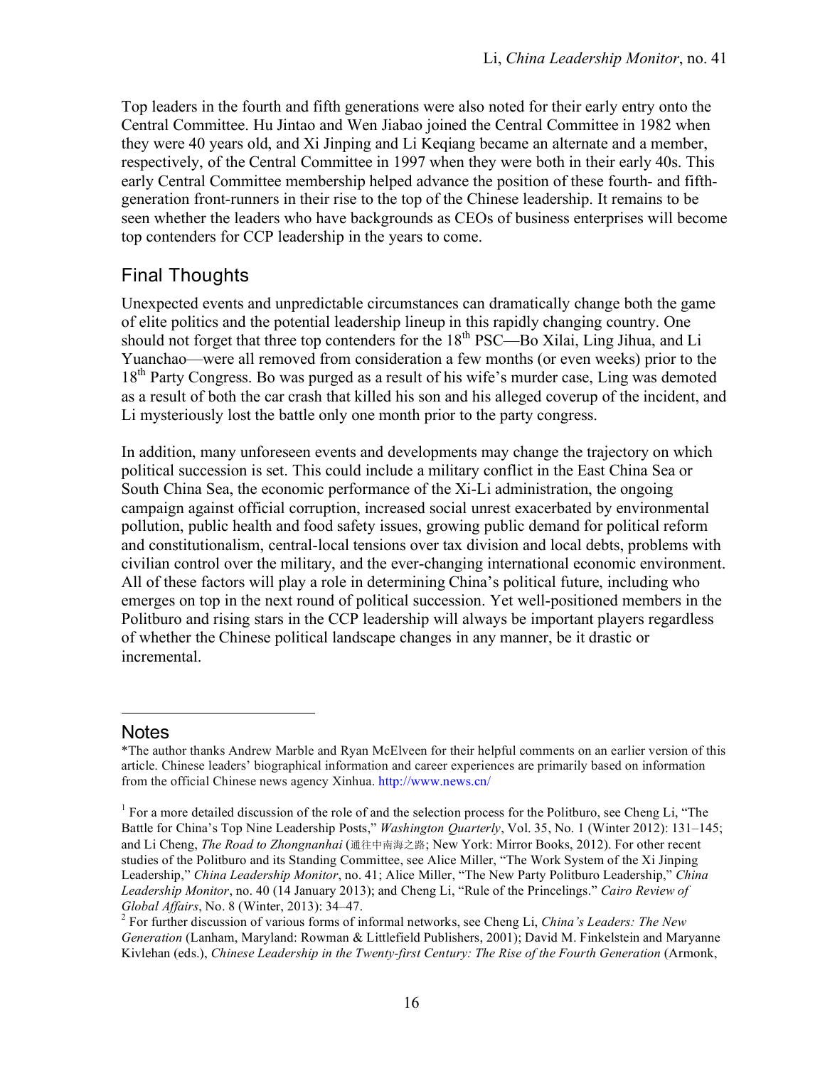Top leaders in the fourth and fifth generations were also noted for their early entry onto the Central Committee. Hu Jintao and Wen Jiabao joined the Central Committee in 1982 when they were 40 years old, and Xi Jinping and Li Keqiang became an alternate and a member, respectively, of the Central Committee in 1997 when they were both in their early 40s. This early Central Committee membership helped advance the position of these fourth- and fifth-generation front-runners in their rise to the top of the Chinese leadership. It remains to be seen whether the leaders who have backgrounds as CEOs of business enterprises will become top contenders for CCP leadership in the years to come.

## Final Thoughts

Unexpected events and unpredictable circumstances can dramatically change both the game of elite politics and the potential leadership lineup in this rapidly changing country. One should not forget that three top contenders for the 18th PSC—Bo Xilai, Ling Jihua, and Li Yuanchao—were all removed from consideration a few months (or even weeks) prior to the 18th Party Congress. Bo was purged as a result of his wife's murder case, Ling was demoted as a result of both the car crash that killed his son and his alleged coverup of the incident, and Li mysteriously lost the battle only one month prior to the party congress.

In addition, many unforeseen events and developments may change the trajectory on which political succession is set. This could include a military conflict in the East China Sea or South China Sea, the economic performance of the Xi-Li administration, the ongoing campaign against official corruption, increased social unrest exacerbated by environmental pollution, public health and food safety issues, growing public demand for political reform and constitutionalism, central-local tensions over tax division and local debts, problems with civilian control over the military, and the ever-changing international economic environment. All of these factors will play a role in determining China's political future, including who emerges on top in the next round of political succession. Yet well-positioned members in the Politburo and rising stars in the CCP leadership will always be important players regardless of whether the Chinese political landscape changes in any manner, be it drastic or incremental.

## Notes

*The author thanks Andrew Marble and Ryan McElveen for their helpful comments on an earlier version of this article. Chinese leaders' biographical information and career experiences are primarily based on information from the official Chinese news agency Xinhua. http://www.news.cn/

[1] For a more detailed discussion of the role of and the selection process for the Politburo, see Cheng Li, "The Battle for China's Top Nine Leadership Posts," *Washington Quarterly*, Vol. 35, No. 1 (Winter 2012): 131–145; and Li Cheng, *The Road to Zhongnanhai* (通往中南海之路; New York: Mirror Books, 2012). For other recent studies of the Politburo and its Standing Committee, see Alice Miller, "The Work System of the Xi Jinping Leadership," *China Leadership Monitor*, no. 41; Alice Miller, "The New Party Politburo Leadership," *China Leadership Monitor*, no. 40 (14 January 2013); and Cheng Li, "Rule of the Princelings." *Cairo Review of Global Affairs*, No. 8 (Winter, 2013): 34–47.

[2] For further discussion of various forms of informal networks, see Cheng Li, *China's Leaders: The New Generation* (Lanham, Maryland: Rowman & Littlefield Publishers, 2001); David M. Finkelstein and Maryanne Kivlehan (eds.), *Chinese Leadership in the Twenty-first Century: The Rise of the Fourth Generation* (Armonk,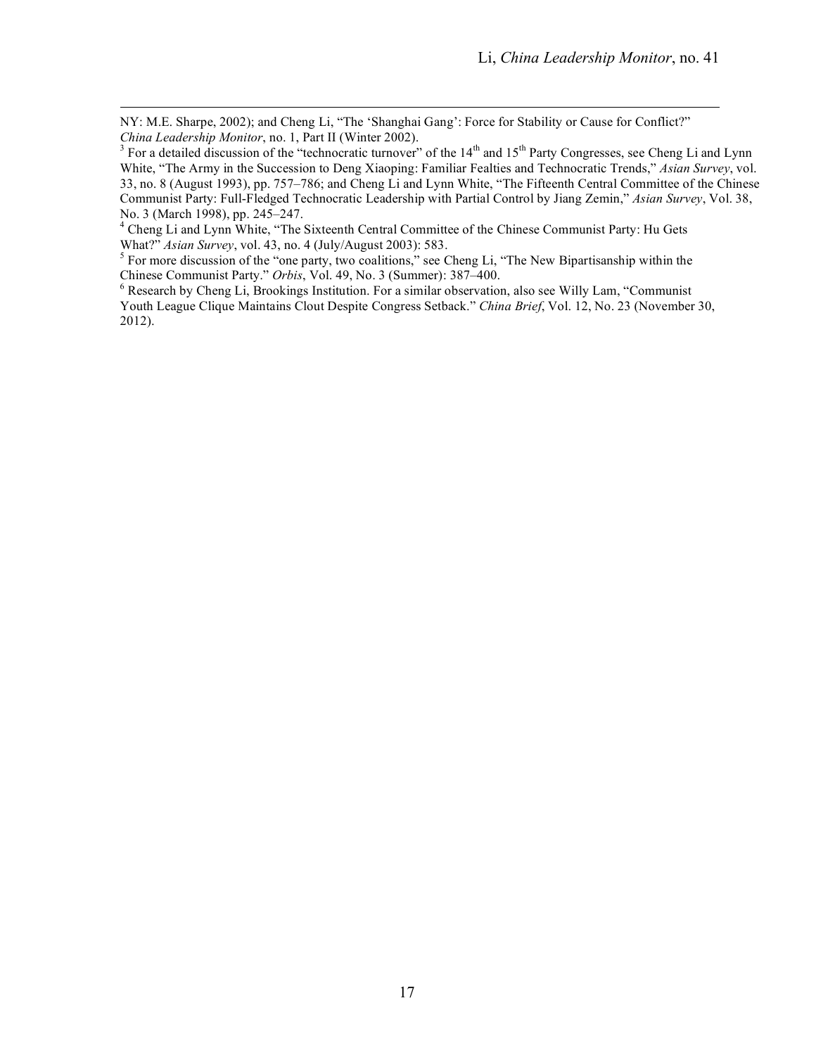NY: M.E. Sharpe, 2002); and Cheng Li, "The 'Shanghai Gang': Force for Stability or Cause for Conflict?" *China Leadership Monitor*, no. 1, Part II (Winter 2002).

[3] For a detailed discussion of the "technocratic turnover" of the 14th and 15th Party Congresses, see Cheng Li and Lynn White, "The Army in the Succession to Deng Xiaoping: Familiar Fealties and Technocratic Trends," *Asian Survey*, vol. 33, no. 8 (August 1993), pp. 757–786; and Cheng Li and Lynn White, "The Fifteenth Central Committee of the Chinese Communist Party: Full-Fledged Technocratic Leadership with Partial Control by Jiang Zemin," *Asian Survey*, Vol. 38, No. 3 (March 1998), pp. 245–247.

[4] Cheng Li and Lynn White, "The Sixteenth Central Committee of the Chinese Communist Party: Hu Gets What?" *Asian Survey*, vol. 43, no. 4 (July/August 2003): 583.

[5] For more discussion of the "one party, two coalitions," see Cheng Li, "The New Bipartisanship within the Chinese Communist Party." *Orbis*, Vol. 49, No. 3 (Summer): 387–400.

[6] Research by Cheng Li, Brookings Institution. For a similar observation, also see Willy Lam, "Communist Youth League Clique Maintains Clout Despite Congress Setback." *China Brief*, Vol. 12, No. 23 (November 30, 2012).